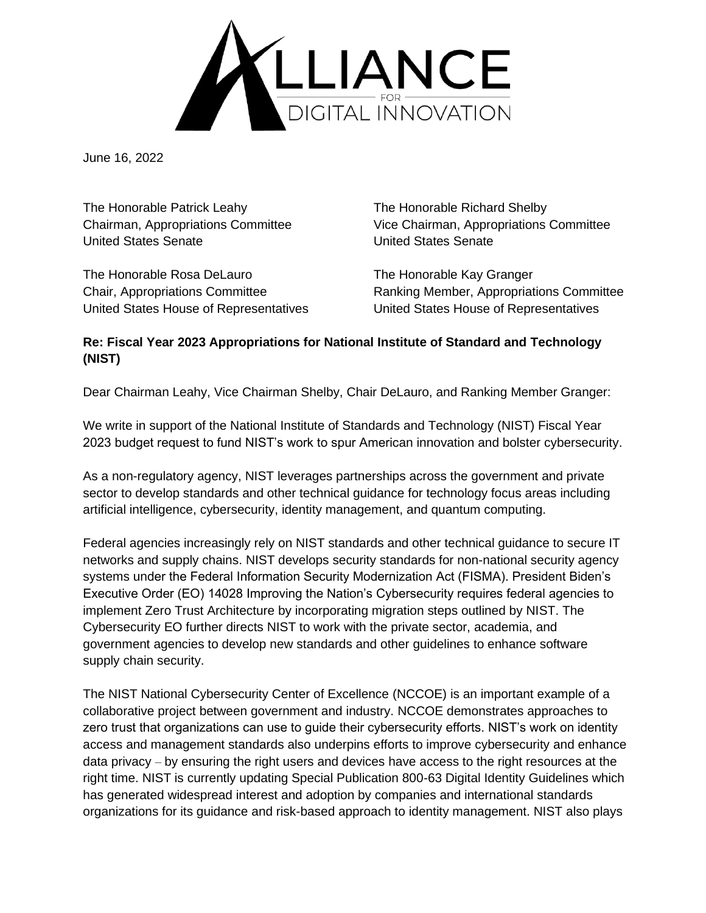ALLIANCE FOR DIGITAL INNOVATION

June 16, 2022

The Honorable Patrick Leahy
Chairman, Appropriations Committee
United States Senate

The Honorable Richard Shelby
Vice Chairman, Appropriations Committee
United States Senate

The Honorable Rosa DeLauro
Chair, Appropriations Committee
United States House of Representatives

The Honorable Kay Granger
Ranking Member, Appropriations Committee
United States House of Representatives

**Re: Fiscal Year 2023 Appropriations for National Institute of Standard and Technology (NIST)**

Dear Chairman Leahy, Vice Chairman Shelby, Chair DeLauro, and Ranking Member Granger:

We write in support of the National Institute of Standards and Technology (NIST) Fiscal Year 2023 budget request to fund NIST's work to spur American innovation and bolster cybersecurity.

As a non-regulatory agency, NIST leverages partnerships across the government and private sector to develop standards and other technical guidance for technology focus areas including artificial intelligence, cybersecurity, identity management, and quantum computing.

Federal agencies increasingly rely on NIST standards and other technical guidance to secure IT networks and supply chains. NIST develops security standards for non-national security agency systems under the Federal Information Security Modernization Act (FISMA). President Biden's Executive Order (EO) 14028 Improving the Nation's Cybersecurity requires federal agencies to implement Zero Trust Architecture by incorporating migration steps outlined by NIST. The Cybersecurity EO further directs NIST to work with the private sector, academia, and government agencies to develop new standards and other guidelines to enhance software supply chain security.

The NIST National Cybersecurity Center of Excellence (NCCOE) is an important example of a collaborative project between government and industry. NCCOE demonstrates approaches to zero trust that organizations can use to guide their cybersecurity efforts. NIST's work on identity access and management standards also underpins efforts to improve cybersecurity and enhance data privacy – by ensuring the right users and devices have access to the right resources at the right time. NIST is currently updating Special Publication 800-63 Digital Identity Guidelines which has generated widespread interest and adoption by companies and international standards organizations for its guidance and risk-based approach to identity management. NIST also plays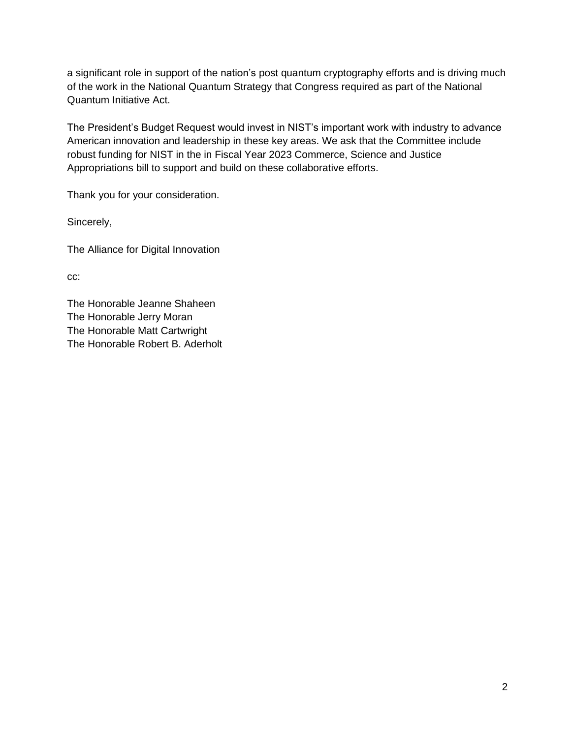a significant role in support of the nation's post quantum cryptography efforts and is driving much of the work in the National Quantum Strategy that Congress required as part of the National Quantum Initiative Act.

The President's Budget Request would invest in NIST's important work with industry to advance American innovation and leadership in these key areas. We ask that the Committee include robust funding for NIST in the in Fiscal Year 2023 Commerce, Science and Justice Appropriations bill to support and build on these collaborative efforts.

Thank you for your consideration.

Sincerely,

The Alliance for Digital Innovation

cc:

The Honorable Jeanne Shaheen
The Honorable Jerry Moran
The Honorable Matt Cartwright
The Honorable Robert B. Aderholt